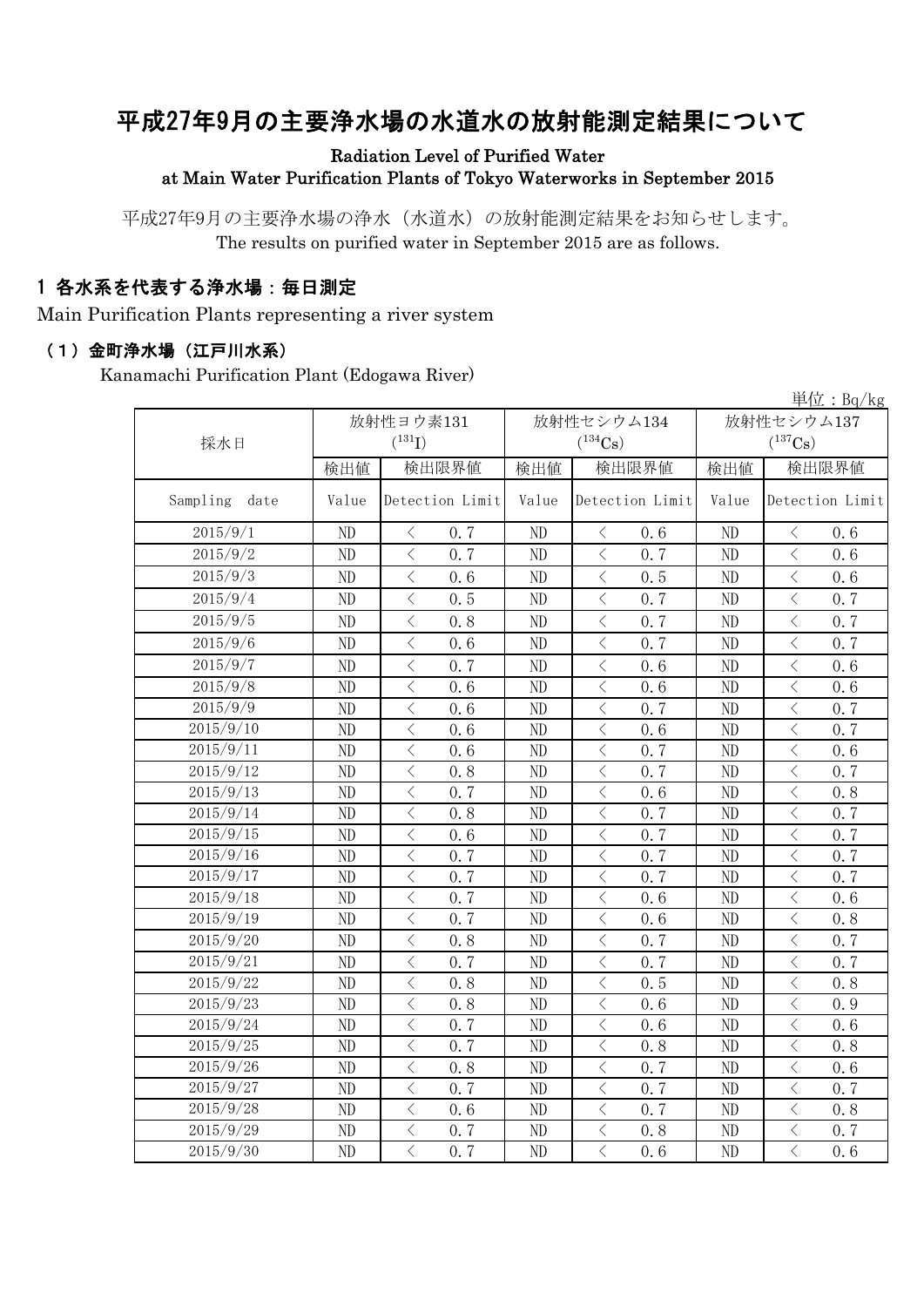# 平成27年9月の主要浄水場の水道水の放射能測定結果について

Radiation Level of Purified Water
at Main Water Purification Plants of Tokyo Waterworks in September 2015

平成27年9月の主要浄水場の浄水（水道水）の放射能測定結果をお知らせします。
The results on purified water in September 2015 are as follows.

## 1 各水系を代表する浄水場：毎日測定

Main Purification Plants representing a river system

### （1）金町浄水場（江戸川水系）

Kanamachi Purification Plant (Edogawa River)

単位：Bq/kg

| 採水日 | 放射性ヨウ素131 ($^{131}I$) | | 放射性セシウム134 ($^{134}Cs$) | | 放射性セシウム137 ($^{137}Cs$) | |
|---|---|---|---|---|---|---|
| | 検出値 | 検出限界値 | 検出値 | 検出限界値 | 検出値 | 検出限界値 |
| Sampling date | Value | Detection Limit | Value | Detection Limit | Value | Detection Limit |
| 2015/9/1 | ND | ＜ 0.7 | ND | ＜ 0.6 | ND | ＜ 0.6 |
| 2015/9/2 | ND | ＜ 0.7 | ND | ＜ 0.7 | ND | ＜ 0.6 |
| 2015/9/3 | ND | ＜ 0.6 | ND | ＜ 0.5 | ND | ＜ 0.6 |
| 2015/9/4 | ND | ＜ 0.5 | ND | ＜ 0.7 | ND | ＜ 0.7 |
| 2015/9/5 | ND | ＜ 0.8 | ND | ＜ 0.7 | ND | ＜ 0.7 |
| 2015/9/6 | ND | ＜ 0.6 | ND | ＜ 0.7 | ND | ＜ 0.7 |
| 2015/9/7 | ND | ＜ 0.7 | ND | ＜ 0.6 | ND | ＜ 0.6 |
| 2015/9/8 | ND | ＜ 0.6 | ND | ＜ 0.6 | ND | ＜ 0.6 |
| 2015/9/9 | ND | ＜ 0.6 | ND | ＜ 0.7 | ND | ＜ 0.7 |
| 2015/9/10 | ND | ＜ 0.6 | ND | ＜ 0.6 | ND | ＜ 0.7 |
| 2015/9/11 | ND | ＜ 0.6 | ND | ＜ 0.7 | ND | ＜ 0.6 |
| 2015/9/12 | ND | ＜ 0.8 | ND | ＜ 0.7 | ND | ＜ 0.7 |
| 2015/9/13 | ND | ＜ 0.7 | ND | ＜ 0.6 | ND | ＜ 0.8 |
| 2015/9/14 | ND | ＜ 0.8 | ND | ＜ 0.7 | ND | ＜ 0.7 |
| 2015/9/15 | ND | ＜ 0.6 | ND | ＜ 0.7 | ND | ＜ 0.7 |
| 2015/9/16 | ND | ＜ 0.7 | ND | ＜ 0.7 | ND | ＜ 0.7 |
| 2015/9/17 | ND | ＜ 0.7 | ND | ＜ 0.7 | ND | ＜ 0.7 |
| 2015/9/18 | ND | ＜ 0.7 | ND | ＜ 0.6 | ND | ＜ 0.6 |
| 2015/9/19 | ND | ＜ 0.7 | ND | ＜ 0.6 | ND | ＜ 0.8 |
| 2015/9/20 | ND | ＜ 0.8 | ND | ＜ 0.7 | ND | ＜ 0.7 |
| 2015/9/21 | ND | ＜ 0.7 | ND | ＜ 0.7 | ND | ＜ 0.7 |
| 2015/9/22 | ND | ＜ 0.8 | ND | ＜ 0.5 | ND | ＜ 0.8 |
| 2015/9/23 | ND | ＜ 0.8 | ND | ＜ 0.6 | ND | ＜ 0.9 |
| 2015/9/24 | ND | ＜ 0.7 | ND | ＜ 0.6 | ND | ＜ 0.6 |
| 2015/9/25 | ND | ＜ 0.7 | ND | ＜ 0.8 | ND | ＜ 0.8 |
| 2015/9/26 | ND | ＜ 0.8 | ND | ＜ 0.7 | ND | ＜ 0.6 |
| 2015/9/27 | ND | ＜ 0.7 | ND | ＜ 0.7 | ND | ＜ 0.7 |
| 2015/9/28 | ND | ＜ 0.6 | ND | ＜ 0.7 | ND | ＜ 0.8 |
| 2015/9/29 | ND | ＜ 0.7 | ND | ＜ 0.8 | ND | ＜ 0.7 |
| 2015/9/30 | ND | ＜ 0.7 | ND | ＜ 0.6 | ND | ＜ 0.6 |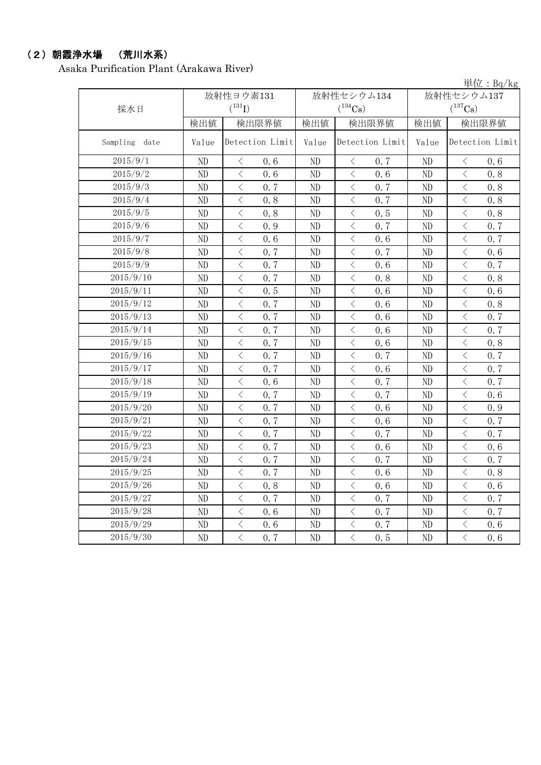## （2）朝霞浄水場　（荒川水系）

Asaka Purification Plant (Arakawa River)

単位：Bq/kg

| 採水日 | 放射性ヨウ素131 ($^{131}I$) | | 放射性セシウム134 ($^{134}Cs$) | | 放射性セシウム137 ($^{137}Cs$) | |
|---|---|---|---|---|---|---|
| | 検出値 | 検出限界値 | 検出値 | 検出限界値 | 検出値 | 検出限界値 |
| Sampling date | Value | Detection Limit | Value | Detection Limit | Value | Detection Limit |
| 2015/9/1 | ND | ＜ 0.6 | ND | ＜ 0.7 | ND | ＜ 0.6 |
| 2015/9/2 | ND | ＜ 0.6 | ND | ＜ 0.6 | ND | ＜ 0.8 |
| 2015/9/3 | ND | ＜ 0.7 | ND | ＜ 0.7 | ND | ＜ 0.8 |
| 2015/9/4 | ND | ＜ 0.8 | ND | ＜ 0.7 | ND | ＜ 0.8 |
| 2015/9/5 | ND | ＜ 0.8 | ND | ＜ 0.5 | ND | ＜ 0.8 |
| 2015/9/6 | ND | ＜ 0.9 | ND | ＜ 0.7 | ND | ＜ 0.7 |
| 2015/9/7 | ND | ＜ 0.6 | ND | ＜ 0.6 | ND | ＜ 0.7 |
| 2015/9/8 | ND | ＜ 0.7 | ND | ＜ 0.7 | ND | ＜ 0.6 |
| 2015/9/9 | ND | ＜ 0.7 | ND | ＜ 0.6 | ND | ＜ 0.7 |
| 2015/9/10 | ND | ＜ 0.7 | ND | ＜ 0.8 | ND | ＜ 0.8 |
| 2015/9/11 | ND | ＜ 0.5 | ND | ＜ 0.6 | ND | ＜ 0.6 |
| 2015/9/12 | ND | ＜ 0.7 | ND | ＜ 0.6 | ND | ＜ 0.8 |
| 2015/9/13 | ND | ＜ 0.7 | ND | ＜ 0.6 | ND | ＜ 0.7 |
| 2015/9/14 | ND | ＜ 0.7 | ND | ＜ 0.6 | ND | ＜ 0.7 |
| 2015/9/15 | ND | ＜ 0.7 | ND | ＜ 0.6 | ND | ＜ 0.8 |
| 2015/9/16 | ND | ＜ 0.7 | ND | ＜ 0.7 | ND | ＜ 0.7 |
| 2015/9/17 | ND | ＜ 0.7 | ND | ＜ 0.6 | ND | ＜ 0.7 |
| 2015/9/18 | ND | ＜ 0.6 | ND | ＜ 0.7 | ND | ＜ 0.7 |
| 2015/9/19 | ND | ＜ 0.7 | ND | ＜ 0.7 | ND | ＜ 0.6 |
| 2015/9/20 | ND | ＜ 0.7 | ND | ＜ 0.6 | ND | ＜ 0.9 |
| 2015/9/21 | ND | ＜ 0.7 | ND | ＜ 0.6 | ND | ＜ 0.7 |
| 2015/9/22 | ND | ＜ 0.7 | ND | ＜ 0.7 | ND | ＜ 0.7 |
| 2015/9/23 | ND | ＜ 0.7 | ND | ＜ 0.6 | ND | ＜ 0.6 |
| 2015/9/24 | ND | ＜ 0.7 | ND | ＜ 0.7 | ND | ＜ 0.7 |
| 2015/9/25 | ND | ＜ 0.7 | ND | ＜ 0.6 | ND | ＜ 0.8 |
| 2015/9/26 | ND | ＜ 0.8 | ND | ＜ 0.6 | ND | ＜ 0.6 |
| 2015/9/27 | ND | ＜ 0.7 | ND | ＜ 0.7 | ND | ＜ 0.7 |
| 2015/9/28 | ND | ＜ 0.6 | ND | ＜ 0.7 | ND | ＜ 0.7 |
| 2015/9/29 | ND | ＜ 0.6 | ND | ＜ 0.7 | ND | ＜ 0.6 |
| 2015/9/30 | ND | ＜ 0.7 | ND | ＜ 0.5 | ND | ＜ 0.6 |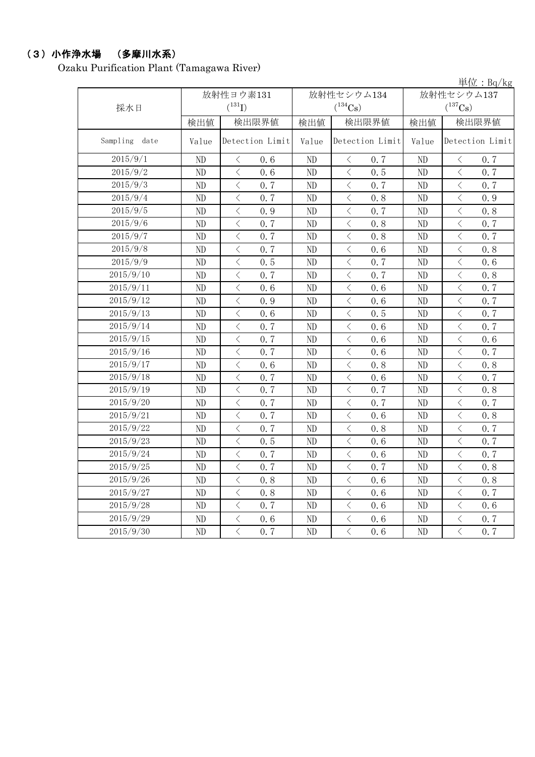## （3）小作浄水場　（多摩川水系）

Ozaku Purification Plant (Tamagawa River)

単位：Bq/kg

| 採水日 | 放射性ヨウ素131 ($^{131}I$) | | 放射性セシウム134 ($^{134}Cs$) | | 放射性セシウム137 ($^{137}Cs$) | |
|---|---|---|---|---|---|---|
| | 検出値 | 検出限界値 | 検出値 | 検出限界値 | 検出値 | 検出限界値 |
| Sampling date | Value | Detection Limit | Value | Detection Limit | Value | Detection Limit |
| 2015/9/1 | ND | ＜ 0.6 | ND | ＜ 0.7 | ND | ＜ 0.7 |
| 2015/9/2 | ND | ＜ 0.6 | ND | ＜ 0.5 | ND | ＜ 0.7 |
| 2015/9/3 | ND | ＜ 0.7 | ND | ＜ 0.7 | ND | ＜ 0.7 |
| 2015/9/4 | ND | ＜ 0.7 | ND | ＜ 0.8 | ND | ＜ 0.9 |
| 2015/9/5 | ND | ＜ 0.9 | ND | ＜ 0.7 | ND | ＜ 0.8 |
| 2015/9/6 | ND | ＜ 0.7 | ND | ＜ 0.8 | ND | ＜ 0.7 |
| 2015/9/7 | ND | ＜ 0.7 | ND | ＜ 0.8 | ND | ＜ 0.7 |
| 2015/9/8 | ND | ＜ 0.7 | ND | ＜ 0.6 | ND | ＜ 0.8 |
| 2015/9/9 | ND | ＜ 0.5 | ND | ＜ 0.7 | ND | ＜ 0.6 |
| 2015/9/10 | ND | ＜ 0.7 | ND | ＜ 0.7 | ND | ＜ 0.8 |
| 2015/9/11 | ND | ＜ 0.6 | ND | ＜ 0.6 | ND | ＜ 0.7 |
| 2015/9/12 | ND | ＜ 0.9 | ND | ＜ 0.6 | ND | ＜ 0.7 |
| 2015/9/13 | ND | ＜ 0.6 | ND | ＜ 0.5 | ND | ＜ 0.7 |
| 2015/9/14 | ND | ＜ 0.7 | ND | ＜ 0.6 | ND | ＜ 0.7 |
| 2015/9/15 | ND | ＜ 0.7 | ND | ＜ 0.6 | ND | ＜ 0.6 |
| 2015/9/16 | ND | ＜ 0.7 | ND | ＜ 0.6 | ND | ＜ 0.7 |
| 2015/9/17 | ND | ＜ 0.6 | ND | ＜ 0.8 | ND | ＜ 0.8 |
| 2015/9/18 | ND | ＜ 0.7 | ND | ＜ 0.6 | ND | ＜ 0.7 |
| 2015/9/19 | ND | ＜ 0.7 | ND | ＜ 0.7 | ND | ＜ 0.8 |
| 2015/9/20 | ND | ＜ 0.7 | ND | ＜ 0.7 | ND | ＜ 0.7 |
| 2015/9/21 | ND | ＜ 0.7 | ND | ＜ 0.6 | ND | ＜ 0.8 |
| 2015/9/22 | ND | ＜ 0.7 | ND | ＜ 0.8 | ND | ＜ 0.7 |
| 2015/9/23 | ND | ＜ 0.5 | ND | ＜ 0.6 | ND | ＜ 0.7 |
| 2015/9/24 | ND | ＜ 0.7 | ND | ＜ 0.6 | ND | ＜ 0.7 |
| 2015/9/25 | ND | ＜ 0.7 | ND | ＜ 0.7 | ND | ＜ 0.8 |
| 2015/9/26 | ND | ＜ 0.8 | ND | ＜ 0.6 | ND | ＜ 0.8 |
| 2015/9/27 | ND | ＜ 0.8 | ND | ＜ 0.6 | ND | ＜ 0.7 |
| 2015/9/28 | ND | ＜ 0.7 | ND | ＜ 0.6 | ND | ＜ 0.6 |
| 2015/9/29 | ND | ＜ 0.6 | ND | ＜ 0.6 | ND | ＜ 0.7 |
| 2015/9/30 | ND | ＜ 0.7 | ND | ＜ 0.6 | ND | ＜ 0.7 |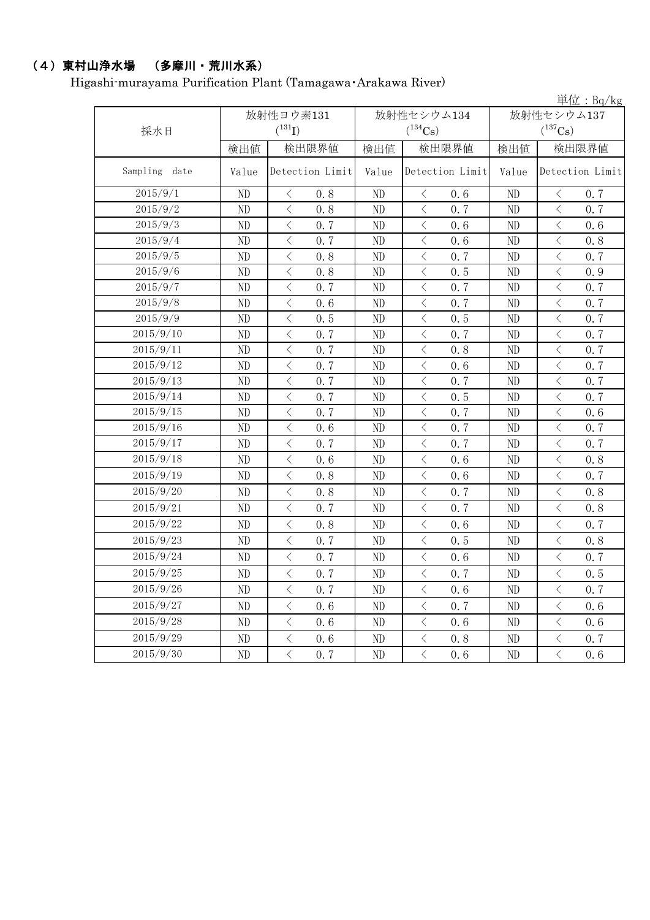## （4）東村山浄水場 （多摩川・荒川水系）

Higashi-murayama Purification Plant (Tamagawa･Arakawa River)

単位：Bq/kg

| 採水日 | 放射性ヨウ素131 ($^{131}I$) | | 放射性セシウム134 ($^{134}Cs$) | | 放射性セシウム137 ($^{137}Cs$) | |
|---|---|---|---|---|---|---|
| | 検出値 | 検出限界値 | 検出値 | 検出限界値 | 検出値 | 検出限界値 |
| Sampling date | Value | Detection Limit | Value | Detection Limit | Value | Detection Limit |
| 2015/9/1 | ND | ＜ 0.8 | ND | ＜ 0.6 | ND | ＜ 0.7 |
| 2015/9/2 | ND | ＜ 0.8 | ND | ＜ 0.7 | ND | ＜ 0.7 |
| 2015/9/3 | ND | ＜ 0.7 | ND | ＜ 0.6 | ND | ＜ 0.6 |
| 2015/9/4 | ND | ＜ 0.7 | ND | ＜ 0.6 | ND | ＜ 0.8 |
| 2015/9/5 | ND | ＜ 0.8 | ND | ＜ 0.7 | ND | ＜ 0.7 |
| 2015/9/6 | ND | ＜ 0.8 | ND | ＜ 0.5 | ND | ＜ 0.9 |
| 2015/9/7 | ND | ＜ 0.7 | ND | ＜ 0.7 | ND | ＜ 0.7 |
| 2015/9/8 | ND | ＜ 0.6 | ND | ＜ 0.7 | ND | ＜ 0.7 |
| 2015/9/9 | ND | ＜ 0.5 | ND | ＜ 0.5 | ND | ＜ 0.7 |
| 2015/9/10 | ND | ＜ 0.7 | ND | ＜ 0.7 | ND | ＜ 0.7 |
| 2015/9/11 | ND | ＜ 0.7 | ND | ＜ 0.8 | ND | ＜ 0.7 |
| 2015/9/12 | ND | ＜ 0.7 | ND | ＜ 0.6 | ND | ＜ 0.7 |
| 2015/9/13 | ND | ＜ 0.7 | ND | ＜ 0.7 | ND | ＜ 0.7 |
| 2015/9/14 | ND | ＜ 0.7 | ND | ＜ 0.5 | ND | ＜ 0.7 |
| 2015/9/15 | ND | ＜ 0.7 | ND | ＜ 0.7 | ND | ＜ 0.6 |
| 2015/9/16 | ND | ＜ 0.6 | ND | ＜ 0.7 | ND | ＜ 0.7 |
| 2015/9/17 | ND | ＜ 0.7 | ND | ＜ 0.7 | ND | ＜ 0.7 |
| 2015/9/18 | ND | ＜ 0.6 | ND | ＜ 0.6 | ND | ＜ 0.8 |
| 2015/9/19 | ND | ＜ 0.8 | ND | ＜ 0.6 | ND | ＜ 0.7 |
| 2015/9/20 | ND | ＜ 0.8 | ND | ＜ 0.7 | ND | ＜ 0.8 |
| 2015/9/21 | ND | ＜ 0.7 | ND | ＜ 0.7 | ND | ＜ 0.8 |
| 2015/9/22 | ND | ＜ 0.8 | ND | ＜ 0.6 | ND | ＜ 0.7 |
| 2015/9/23 | ND | ＜ 0.7 | ND | ＜ 0.5 | ND | ＜ 0.8 |
| 2015/9/24 | ND | ＜ 0.7 | ND | ＜ 0.6 | ND | ＜ 0.7 |
| 2015/9/25 | ND | ＜ 0.7 | ND | ＜ 0.7 | ND | ＜ 0.5 |
| 2015/9/26 | ND | ＜ 0.7 | ND | ＜ 0.6 | ND | ＜ 0.7 |
| 2015/9/27 | ND | ＜ 0.6 | ND | ＜ 0.7 | ND | ＜ 0.6 |
| 2015/9/28 | ND | ＜ 0.6 | ND | ＜ 0.6 | ND | ＜ 0.6 |
| 2015/9/29 | ND | ＜ 0.6 | ND | ＜ 0.8 | ND | ＜ 0.7 |
| 2015/9/30 | ND | ＜ 0.7 | ND | ＜ 0.6 | ND | ＜ 0.6 |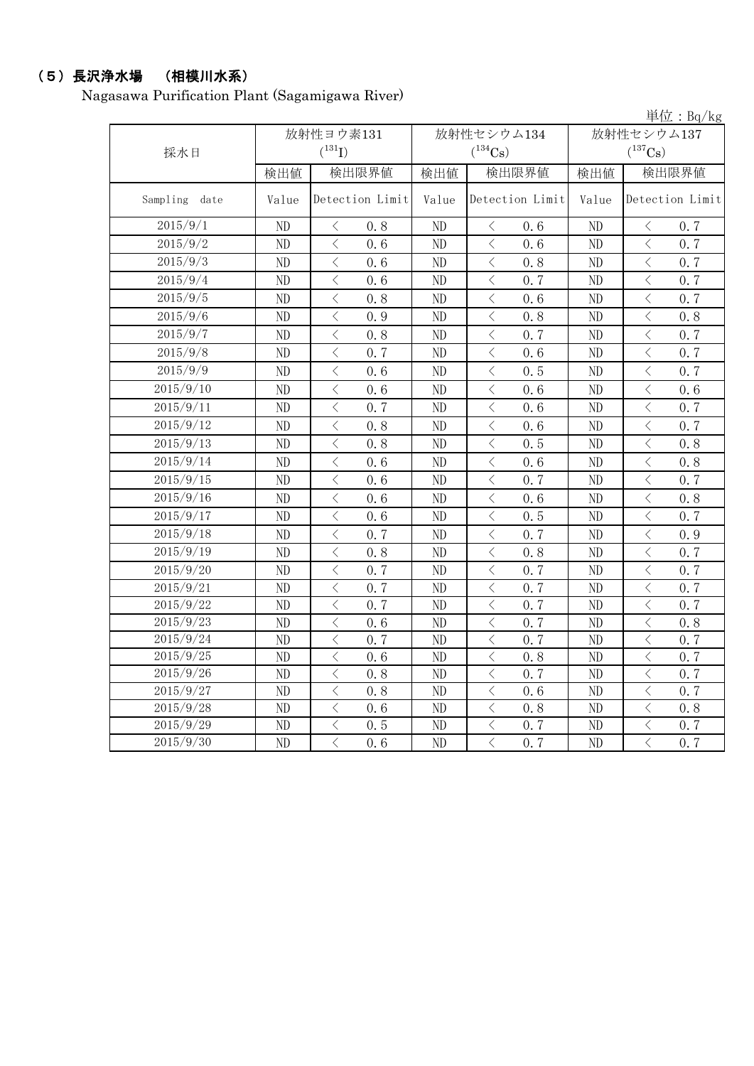## （5）長沢浄水場　（相模川水系）

Nagasawa Purification Plant (Sagamigawa River)

単位：Bq/kg

| 採水日 | 放射性ヨウ素131 ($^{131}I$) | | 放射性セシウム134 ($^{134}Cs$) | | 放射性セシウム137 ($^{137}Cs$) | |
|---|---|---|---|---|---|---|
| | 検出値 | 検出限界値 | 検出値 | 検出限界値 | 検出値 | 検出限界値 |
| Sampling date | Value | Detection Limit | Value | Detection Limit | Value | Detection Limit |
| 2015/9/1 | ND | ＜ 0.8 | ND | ＜ 0.6 | ND | ＜ 0.7 |
| 2015/9/2 | ND | ＜ 0.6 | ND | ＜ 0.6 | ND | ＜ 0.7 |
| 2015/9/3 | ND | ＜ 0.6 | ND | ＜ 0.8 | ND | ＜ 0.7 |
| 2015/9/4 | ND | ＜ 0.6 | ND | ＜ 0.7 | ND | ＜ 0.7 |
| 2015/9/5 | ND | ＜ 0.8 | ND | ＜ 0.6 | ND | ＜ 0.7 |
| 2015/9/6 | ND | ＜ 0.9 | ND | ＜ 0.8 | ND | ＜ 0.8 |
| 2015/9/7 | ND | ＜ 0.8 | ND | ＜ 0.7 | ND | ＜ 0.7 |
| 2015/9/8 | ND | ＜ 0.7 | ND | ＜ 0.6 | ND | ＜ 0.7 |
| 2015/9/9 | ND | ＜ 0.6 | ND | ＜ 0.5 | ND | ＜ 0.7 |
| 2015/9/10 | ND | ＜ 0.6 | ND | ＜ 0.6 | ND | ＜ 0.6 |
| 2015/9/11 | ND | ＜ 0.7 | ND | ＜ 0.6 | ND | ＜ 0.7 |
| 2015/9/12 | ND | ＜ 0.8 | ND | ＜ 0.6 | ND | ＜ 0.7 |
| 2015/9/13 | ND | ＜ 0.8 | ND | ＜ 0.5 | ND | ＜ 0.8 |
| 2015/9/14 | ND | ＜ 0.6 | ND | ＜ 0.6 | ND | ＜ 0.8 |
| 2015/9/15 | ND | ＜ 0.6 | ND | ＜ 0.7 | ND | ＜ 0.7 |
| 2015/9/16 | ND | ＜ 0.6 | ND | ＜ 0.6 | ND | ＜ 0.8 |
| 2015/9/17 | ND | ＜ 0.6 | ND | ＜ 0.5 | ND | ＜ 0.7 |
| 2015/9/18 | ND | ＜ 0.7 | ND | ＜ 0.7 | ND | ＜ 0.9 |
| 2015/9/19 | ND | ＜ 0.8 | ND | ＜ 0.8 | ND | ＜ 0.7 |
| 2015/9/20 | ND | ＜ 0.7 | ND | ＜ 0.7 | ND | ＜ 0.7 |
| 2015/9/21 | ND | ＜ 0.7 | ND | ＜ 0.7 | ND | ＜ 0.7 |
| 2015/9/22 | ND | ＜ 0.7 | ND | ＜ 0.7 | ND | ＜ 0.7 |
| 2015/9/23 | ND | ＜ 0.6 | ND | ＜ 0.7 | ND | ＜ 0.8 |
| 2015/9/24 | ND | ＜ 0.7 | ND | ＜ 0.7 | ND | ＜ 0.7 |
| 2015/9/25 | ND | ＜ 0.6 | ND | ＜ 0.8 | ND | ＜ 0.7 |
| 2015/9/26 | ND | ＜ 0.8 | ND | ＜ 0.7 | ND | ＜ 0.7 |
| 2015/9/27 | ND | ＜ 0.8 | ND | ＜ 0.6 | ND | ＜ 0.7 |
| 2015/9/28 | ND | ＜ 0.6 | ND | ＜ 0.8 | ND | ＜ 0.8 |
| 2015/9/29 | ND | ＜ 0.5 | ND | ＜ 0.7 | ND | ＜ 0.7 |
| 2015/9/30 | ND | ＜ 0.6 | ND | ＜ 0.7 | ND | ＜ 0.7 |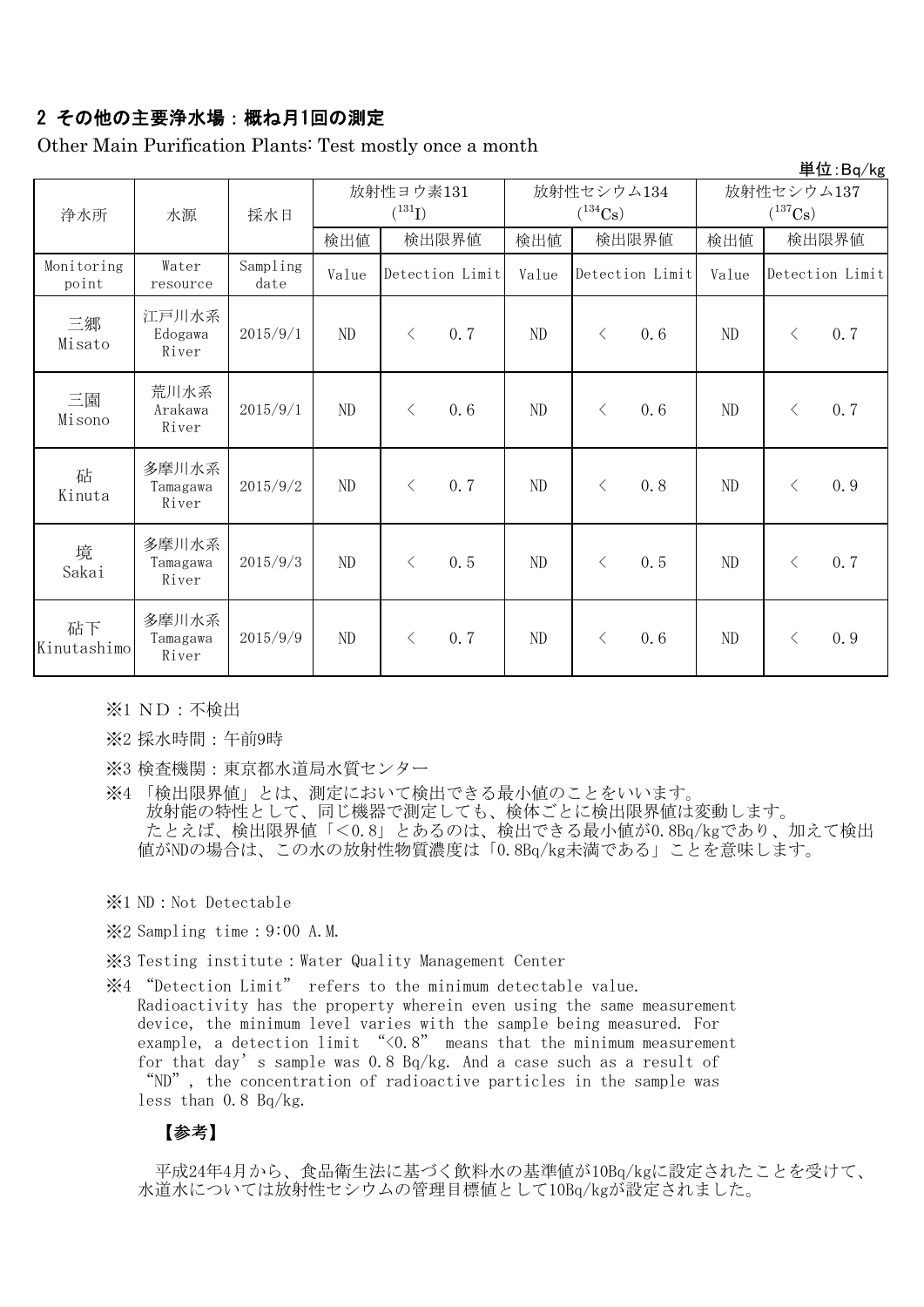## 2 その他の主要浄水場：概ね月1回の測定

Other Main Purification Plants: Test mostly once a month

単位:Bq/kg

| 浄水所 | 水源 | 採水日 | 放射性ヨウ素131 ($^{131}I$) | | 放射性セシウム134 ($^{134}Cs$) | | 放射性セシウム137 ($^{137}Cs$) | |
|---|---|---|---|---|---|---|---|---|
| | | | 検出値 | 検出限界値 | 検出値 | 検出限界値 | 検出値 | 検出限界値 |
| Monitoring point | Water resource | Sampling date | Value | Detection Limit | Value | Detection Limit | Value | Detection Limit |
| 三郷 Misato | 江戸川水系 Edogawa River | 2015/9/1 | ND | < 0.7 | ND | < 0.6 | ND | < 0.7 |
| 三園 Misono | 荒川水系 Arakawa River | 2015/9/1 | ND | < 0.6 | ND | < 0.6 | ND | < 0.7 |
| 砧 Kinuta | 多摩川水系 Tamagawa River | 2015/9/2 | ND | < 0.7 | ND | < 0.8 | ND | < 0.9 |
| 境 Sakai | 多摩川水系 Tamagawa River | 2015/9/3 | ND | < 0.5 | ND | < 0.5 | ND | < 0.7 |
| 砧下 Kinutashimo | 多摩川水系 Tamagawa River | 2015/9/9 | ND | < 0.7 | ND | < 0.6 | ND | < 0.9 |

※1 ＮＤ：不検出

※2 採水時間：午前9時

※3 検査機関：東京都水道局水質センター

※4 「検出限界値」とは、測定において検出できる最小値のことをいいます。
放射能の特性として、同じ機器で測定しても、検体ごとに検出限界値は変動します。
たとえば、検出限界値「<0.8」とあるのは、検出できる最小値が0.8Bq/kgであり、加えて検出値がNDの場合は、この水の放射性物質濃度は「0.8Bq/kg未満である」ことを意味します。

※1 ND：Not Detectable

※2 Sampling time：9:00 A.M.

※3 Testing institute：Water Quality Management Center

※4 "Detection Limit" refers to the minimum detectable value.
Radioactivity has the property wherein even using the same measurement device, the minimum level varies with the sample being measured. For example, a detection limit "<0.8" means that the minimum measurement for that day's sample was 0.8 Bq/kg. And a case such as a result of "ND", the concentration of radioactive particles in the sample was less than 0.8 Bq/kg.

**【参考】**

平成24年4月から、食品衛生法に基づく飲料水の基準値が10Bq/kgに設定されたことを受けて、水道水については放射性セシウムの管理目標値として10Bq/kgが設定されました。